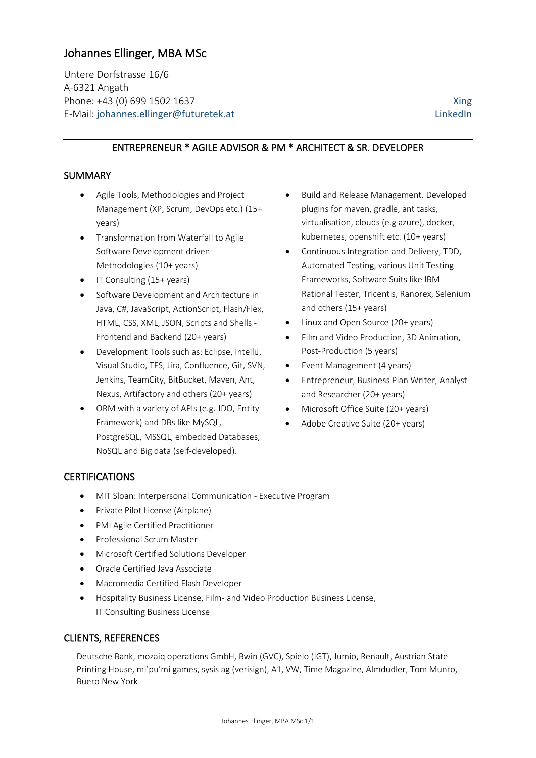# Johannes Ellinger, MBA MSc

Untere Dorfstrasse 16/6
A-6321 Angath
Phone: +43 (0) 699 1502 1637
E-Mail: johannes.ellinger@futuretek.at

Xing
LinkedIn

## ENTREPRENEUR * AGILE ADVISOR & PM * ARCHITECT & SR. DEVELOPER

## SUMMARY

- Agile Tools, Methodologies and Project Management (XP, Scrum, DevOps etc.) (15+ years)
- Transformation from Waterfall to Agile Software Development driven Methodologies (10+ years)
- IT Consulting (15+ years)
- Software Development and Architecture in Java, C#, JavaScript, ActionScript, Flash/Flex, HTML, CSS, XML, JSON, Scripts and Shells - Frontend and Backend (20+ years)
- Development Tools such as: Eclipse, IntelliJ, Visual Studio, TFS, Jira, Confluence, Git, SVN, Jenkins, TeamCity, BitBucket, Maven, Ant, Nexus, Artifactory and others (20+ years)
- ORM with a variety of APIs (e.g. JDO, Entity Framework) and DBs like MySQL, PostgreSQL, MSSQL, embedded Databases, NoSQL and Big data (self-developed).
- Build and Release Management. Developed plugins for maven, gradle, ant tasks, virtualisation, clouds (e.g azure), docker, kubernetes, openshift etc. (10+ years)
- Continuous Integration and Delivery, TDD, Automated Testing, various Unit Testing Frameworks, Software Suits like IBM Rational Tester, Tricentis, Ranorex, Selenium and others (15+ years)
- Linux and Open Source (20+ years)
- Film and Video Production, 3D Animation, Post-Production (5 years)
- Event Management (4 years)
- Entrepreneur, Business Plan Writer, Analyst and Researcher (20+ years)
- Microsoft Office Suite (20+ years)
- Adobe Creative Suite (20+ years)

## CERTIFICATIONS

- MIT Sloan: Interpersonal Communication - Executive Program
- Private Pilot License (Airplane)
- PMI Agile Certified Practitioner
- Professional Scrum Master
- Microsoft Certified Solutions Developer
- Oracle Certified Java Associate
- Macromedia Certified Flash Developer
- Hospitality Business License, Film- and Video Production Business License, IT Consulting Business License

## CLIENTS, REFERENCES

Deutsche Bank, mozaiq operations GmbH, Bwin (GVC), Spielo (IGT), Jumio, Renault, Austrian State Printing House, mi'pu'mi games, sysis ag (verisign), A1, VW, Time Magazine, Almdudler, Tom Munro, Buero New York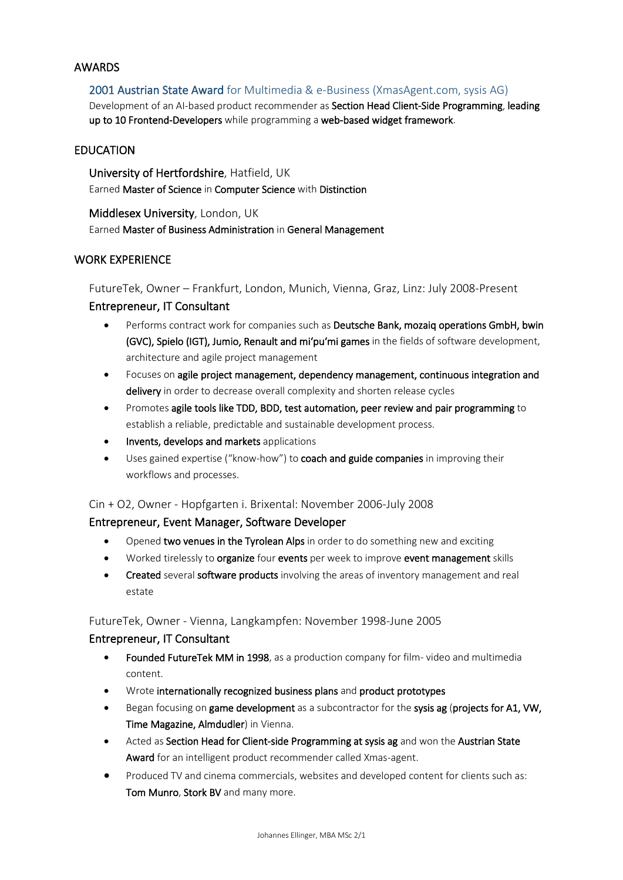## AWARDS

### 2001 Austrian State Award for Multimedia & e-Business (XmasAgent.com, sysis AG)

Development of an AI-based product recommender as **Section Head Client-Side Programming**, **leading up to 10 Frontend-Developers** while programming a **web-based widget framework**.

## EDUCATION

### University of Hertfordshire, Hatfield, UK

Earned **Master of Science** in **Computer Science** with **Distinction**

### Middlesex University, London, UK

Earned **Master of Business Administration** in **General Management**

## WORK EXPERIENCE

### FutureTek, Owner – Frankfurt, London, Munich, Vienna, Graz, Linz: July 2008-Present

#### Entrepreneur, IT Consultant

- Performs contract work for companies such as **Deutsche Bank, mozaiq operations GmbH, bwin (GVC), Spielo (IGT), Jumio, Renault and mi'pu'mi games** in the fields of software development, architecture and agile project management
- Focuses on **agile project management, dependency management, continuous integration and delivery** in order to decrease overall complexity and shorten release cycles
- Promotes **agile tools like TDD, BDD, test automation, peer review and pair programming** to establish a reliable, predictable and sustainable development process.
- **Invents, develops and markets** applications
- Uses gained expertise ("know-how") to **coach and guide companies** in improving their workflows and processes.

### Cin + O2, Owner - Hopfgarten i. Brixental: November 2006-July 2008

#### Entrepreneur, Event Manager, Software Developer

- Opened **two venues in the Tyrolean Alps** in order to do something new and exciting
- Worked tirelessly to **organize** four **events** per week to improve **event management** skills
- **Created** several **software products** involving the areas of inventory management and real estate

### FutureTek, Owner - Vienna, Langkampfen: November 1998-June 2005

#### Entrepreneur, IT Consultant

- **Founded FutureTek MM in 1998**, as a production company for film- video and multimedia content.
- Wrote **internationally recognized business plans** and **product prototypes**
- Began focusing on **game development** as a subcontractor for the **sysis ag** (**projects for A1, VW, Time Magazine, Almdudler**) in Vienna.
- Acted as **Section Head for Client-side Programming at sysis ag** and won the **Austrian State Award** for an intelligent product recommender called Xmas-agent.
- Produced TV and cinema commercials, websites and developed content for clients such as: **Tom Munro**, **Stork BV** and many more.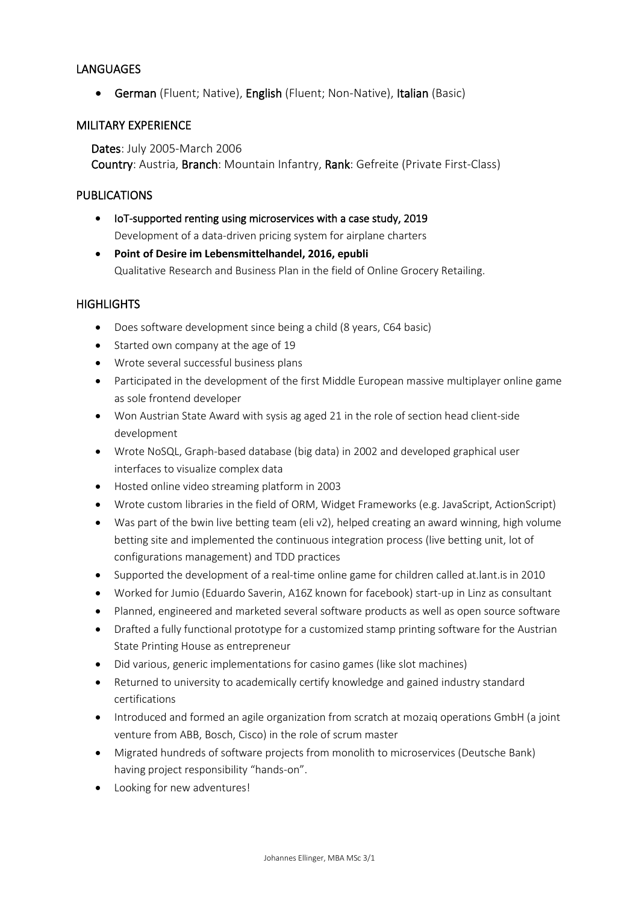## LANGUAGES

- **German** (Fluent; Native), **English** (Fluent; Non-Native), **Italian** (Basic)

## MILITARY EXPERIENCE

**Dates**: July 2005-March 2006
**Country**: Austria, **Branch**: Mountain Infantry, **Rank**: Gefreite (Private First-Class)

## PUBLICATIONS

- **IoT-supported renting using microservices with a case study, 2019**
  Development of a data-driven pricing system for airplane charters
- **Point of Desire im Lebensmittelhandel, 2016, epubli**
  Qualitative Research and Business Plan in the field of Online Grocery Retailing.

## HIGHLIGHTS

- Does software development since being a child (8 years, C64 basic)
- Started own company at the age of 19
- Wrote several successful business plans
- Participated in the development of the first Middle European massive multiplayer online game as sole frontend developer
- Won Austrian State Award with sysis ag aged 21 in the role of section head client-side development
- Wrote NoSQL, Graph-based database (big data) in 2002 and developed graphical user interfaces to visualize complex data
- Hosted online video streaming platform in 2003
- Wrote custom libraries in the field of ORM, Widget Frameworks (e.g. JavaScript, ActionScript)
- Was part of the bwin live betting team (eli v2), helped creating an award winning, high volume betting site and implemented the continuous integration process (live betting unit, lot of configurations management) and TDD practices
- Supported the development of a real-time online game for children called at.lant.is in 2010
- Worked for Jumio (Eduardo Saverin, A16Z known for facebook) start-up in Linz as consultant
- Planned, engineered and marketed several software products as well as open source software
- Drafted a fully functional prototype for a customized stamp printing software for the Austrian State Printing House as entrepreneur
- Did various, generic implementations for casino games (like slot machines)
- Returned to university to academically certify knowledge and gained industry standard certifications
- Introduced and formed an agile organization from scratch at mozaiq operations GmbH (a joint venture from ABB, Bosch, Cisco) in the role of scrum master
- Migrated hundreds of software projects from monolith to microservices (Deutsche Bank) having project responsibility "hands-on".
- Looking for new adventures!